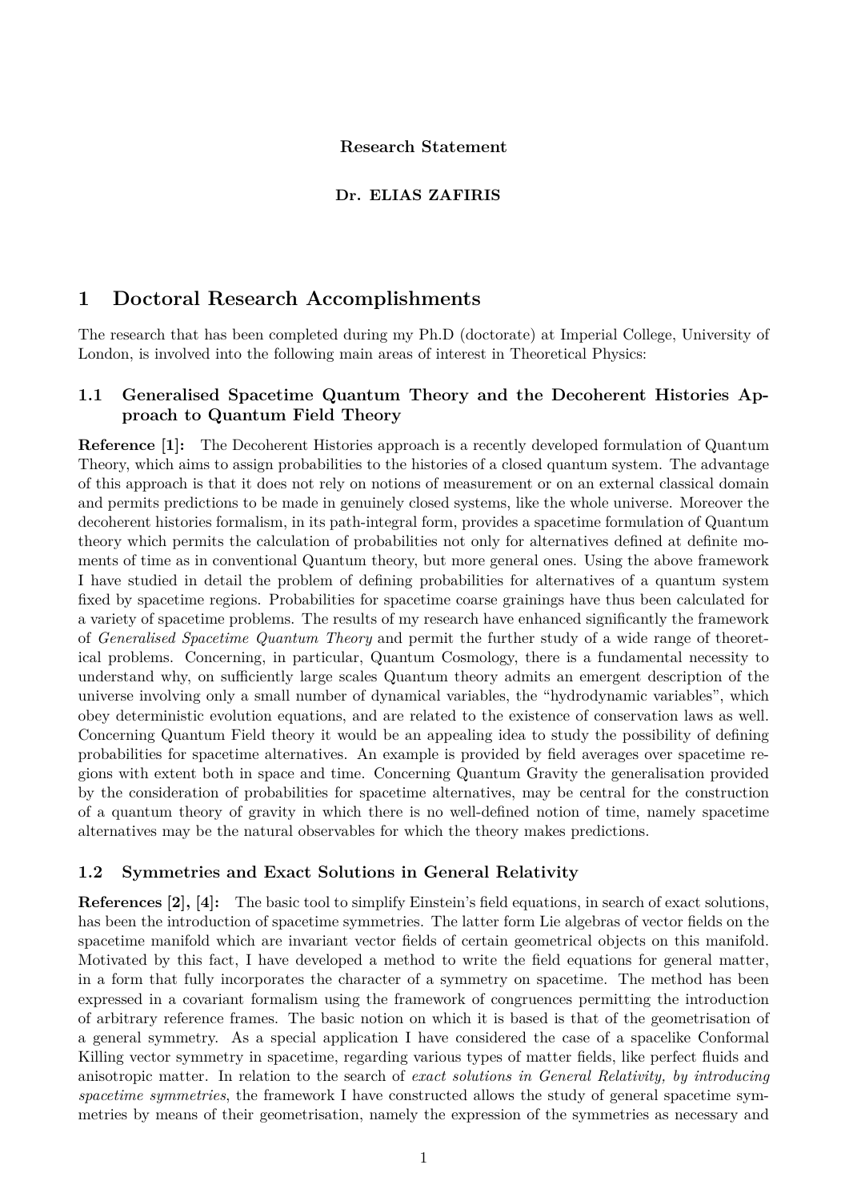**Research Statement**

**Dr. ELIAS ZAFIRIS**

# 1 Doctoral Research Accomplishments

The research that has been completed during my Ph.D (doctorate) at Imperial College, University of London, is involved into the following main areas of interest in Theoretical Physics:

## 1.1 Generalised Spacetime Quantum Theory and the Decoherent Histories Approach to Quantum Field Theory

**Reference [1]:** The Decoherent Histories approach is a recently developed formulation of Quantum Theory, which aims to assign probabilities to the histories of a closed quantum system. The advantage of this approach is that it does not rely on notions of measurement or on an external classical domain and permits predictions to be made in genuinely closed systems, like the whole universe. Moreover the decoherent histories formalism, in its path-integral form, provides a spacetime formulation of Quantum theory which permits the calculation of probabilities not only for alternatives defined at definite moments of time as in conventional Quantum theory, but more general ones. Using the above framework I have studied in detail the problem of defining probabilities for alternatives of a quantum system fixed by spacetime regions. Probabilities for spacetime coarse grainings have thus been calculated for a variety of spacetime problems. The results of my research have enhanced significantly the framework of *Generalised Spacetime Quantum Theory* and permit the further study of a wide range of theoretical problems. Concerning, in particular, Quantum Cosmology, there is a fundamental necessity to understand why, on sufficiently large scales Quantum theory admits an emergent description of the universe involving only a small number of dynamical variables, the "hydrodynamic variables", which obey deterministic evolution equations, and are related to the existence of conservation laws as well. Concerning Quantum Field theory it would be an appealing idea to study the possibility of defining probabilities for spacetime alternatives. An example is provided by field averages over spacetime regions with extent both in space and time. Concerning Quantum Gravity the generalisation provided by the consideration of probabilities for spacetime alternatives, may be central for the construction of a quantum theory of gravity in which there is no well-defined notion of time, namely spacetime alternatives may be the natural observables for which the theory makes predictions.

## 1.2 Symmetries and Exact Solutions in General Relativity

**References [2], [4]:** The basic tool to simplify Einstein's field equations, in search of exact solutions, has been the introduction of spacetime symmetries. The latter form Lie algebras of vector fields on the spacetime manifold which are invariant vector fields of certain geometrical objects on this manifold. Motivated by this fact, I have developed a method to write the field equations for general matter, in a form that fully incorporates the character of a symmetry on spacetime. The method has been expressed in a covariant formalism using the framework of congruences permitting the introduction of arbitrary reference frames. The basic notion on which it is based is that of the geometrisation of a general symmetry. As a special application I have considered the case of a spacelike Conformal Killing vector symmetry in spacetime, regarding various types of matter fields, like perfect fluids and anisotropic matter. In relation to the search of *exact solutions in General Relativity, by introducing spacetime symmetries*, the framework I have constructed allows the study of general spacetime symmetries by means of their geometrisation, namely the expression of the symmetries as necessary and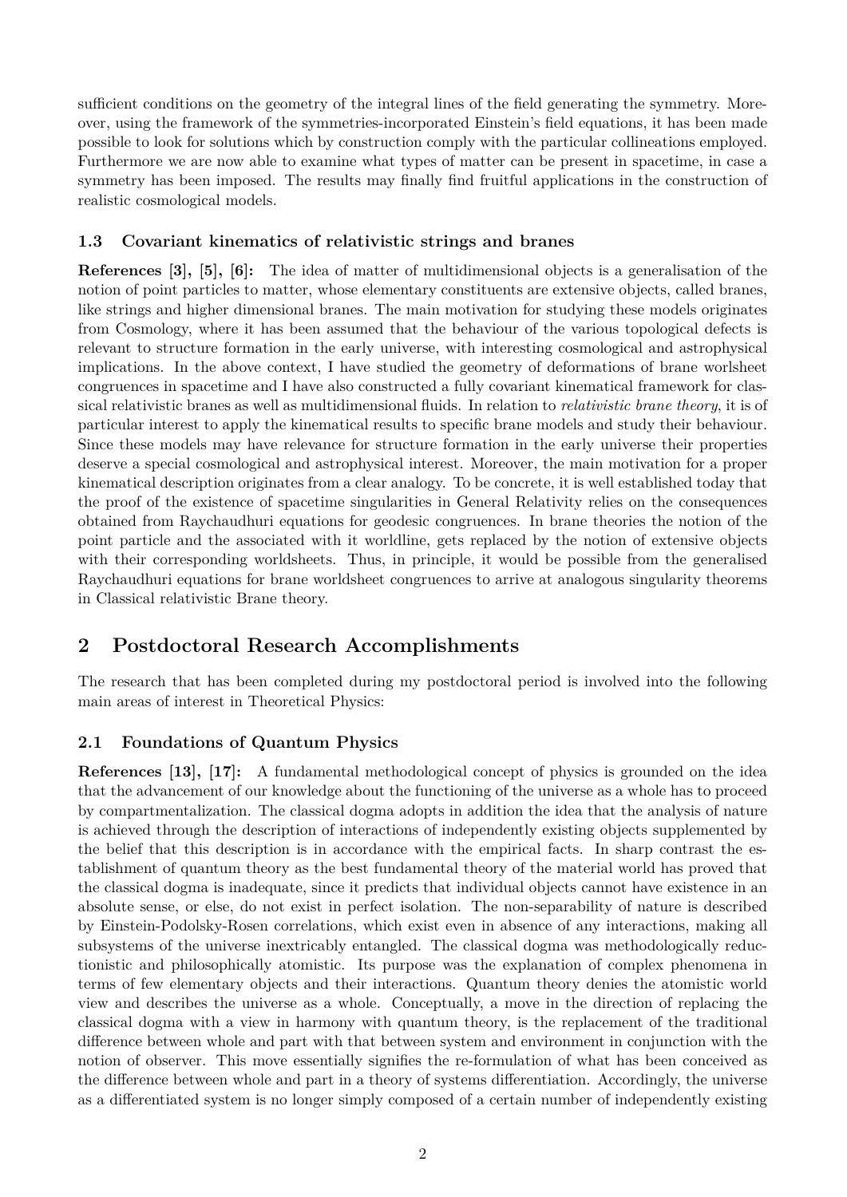sufficient conditions on the geometry of the integral lines of the field generating the symmetry. Moreover, using the framework of the symmetries-incorporated Einstein's field equations, it has been made possible to look for solutions which by construction comply with the particular collineations employed. Furthermore we are now able to examine what types of matter can be present in spacetime, in case a symmetry has been imposed. The results may finally find fruitful applications in the construction of realistic cosmological models.

### 1.3 Covariant kinematics of relativistic strings and branes

**References [3], [5], [6]:** The idea of matter of multidimensional objects is a generalisation of the notion of point particles to matter, whose elementary constituents are extensive objects, called branes, like strings and higher dimensional branes. The main motivation for studying these models originates from Cosmology, where it has been assumed that the behaviour of the various topological defects is relevant to structure formation in the early universe, with interesting cosmological and astrophysical implications. In the above context, I have studied the geometry of deformations of brane worlsheet congruences in spacetime and I have also constructed a fully covariant kinematical framework for classical relativistic branes as well as multidimensional fluids. In relation to *relativistic brane theory*, it is of particular interest to apply the kinematical results to specific brane models and study their behaviour. Since these models may have relevance for structure formation in the early universe their properties deserve a special cosmological and astrophysical interest. Moreover, the main motivation for a proper kinematical description originates from a clear analogy. To be concrete, it is well established today that the proof of the existence of spacetime singularities in General Relativity relies on the consequences obtained from Raychaudhuri equations for geodesic congruences. In brane theories the notion of the point particle and the associated with it worldline, gets replaced by the notion of extensive objects with their corresponding worldsheets. Thus, in principle, it would be possible from the generalised Raychaudhuri equations for brane worldsheet congruences to arrive at analogous singularity theorems in Classical relativistic Brane theory.

## 2 Postdoctoral Research Accomplishments

The research that has been completed during my postdoctoral period is involved into the following main areas of interest in Theoretical Physics:

### 2.1 Foundations of Quantum Physics

**References [13], [17]:** A fundamental methodological concept of physics is grounded on the idea that the advancement of our knowledge about the functioning of the universe as a whole has to proceed by compartmentalization. The classical dogma adopts in addition the idea that the analysis of nature is achieved through the description of interactions of independently existing objects supplemented by the belief that this description is in accordance with the empirical facts. In sharp contrast the establishment of quantum theory as the best fundamental theory of the material world has proved that the classical dogma is inadequate, since it predicts that individual objects cannot have existence in an absolute sense, or else, do not exist in perfect isolation. The non-separability of nature is described by Einstein-Podolsky-Rosen correlations, which exist even in absence of any interactions, making all subsystems of the universe inextricably entangled. The classical dogma was methodologically reductionistic and philosophically atomistic. Its purpose was the explanation of complex phenomena in terms of few elementary objects and their interactions. Quantum theory denies the atomistic world view and describes the universe as a whole. Conceptually, a move in the direction of replacing the classical dogma with a view in harmony with quantum theory, is the replacement of the traditional difference between whole and part with that between system and environment in conjunction with the notion of observer. This move essentially signifies the re-formulation of what has been conceived as the difference between whole and part in a theory of systems differentiation. Accordingly, the universe as a differentiated system is no longer simply composed of a certain number of independently existing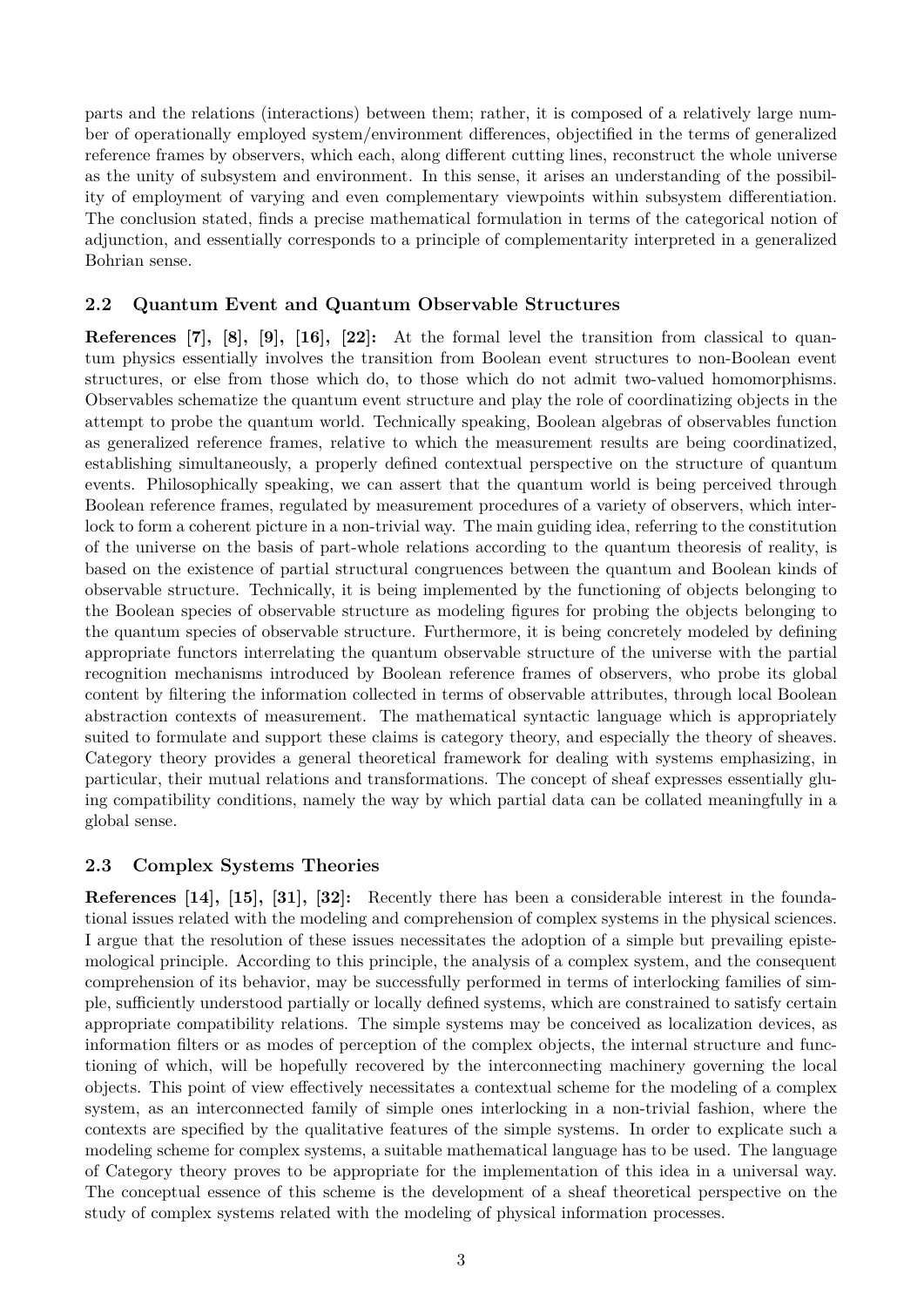parts and the relations (interactions) between them; rather, it is composed of a relatively large number of operationally employed system/environment differences, objectified in the terms of generalized reference frames by observers, which each, along different cutting lines, reconstruct the whole universe as the unity of subsystem and environment. In this sense, it arises an understanding of the possibility of employment of varying and even complementary viewpoints within subsystem differentiation. The conclusion stated, finds a precise mathematical formulation in terms of the categorical notion of adjunction, and essentially corresponds to a principle of complementarity interpreted in a generalized Bohrian sense.

### 2.2 Quantum Event and Quantum Observable Structures

**References [7], [8], [9], [16], [22]:** At the formal level the transition from classical to quantum physics essentially involves the transition from Boolean event structures to non-Boolean event structures, or else from those which do, to those which do not admit two-valued homomorphisms. Observables schematize the quantum event structure and play the role of coordinatizing objects in the attempt to probe the quantum world. Technically speaking, Boolean algebras of observables function as generalized reference frames, relative to which the measurement results are being coordinatized, establishing simultaneously, a properly defined contextual perspective on the structure of quantum events. Philosophically speaking, we can assert that the quantum world is being perceived through Boolean reference frames, regulated by measurement procedures of a variety of observers, which interlock to form a coherent picture in a non-trivial way. The main guiding idea, referring to the constitution of the universe on the basis of part-whole relations according to the quantum theoresis of reality, is based on the existence of partial structural congruences between the quantum and Boolean kinds of observable structure. Technically, it is being implemented by the functioning of objects belonging to the Boolean species of observable structure as modeling figures for probing the objects belonging to the quantum species of observable structure. Furthermore, it is being concretely modeled by defining appropriate functors interrelating the quantum observable structure of the universe with the partial recognition mechanisms introduced by Boolean reference frames of observers, who probe its global content by filtering the information collected in terms of observable attributes, through local Boolean abstraction contexts of measurement. The mathematical syntactic language which is appropriately suited to formulate and support these claims is category theory, and especially the theory of sheaves. Category theory provides a general theoretical framework for dealing with systems emphasizing, in particular, their mutual relations and transformations. The concept of sheaf expresses essentially gluing compatibility conditions, namely the way by which partial data can be collated meaningfully in a global sense.

### 2.3 Complex Systems Theories

**References [14], [15], [31], [32]:** Recently there has been a considerable interest in the foundational issues related with the modeling and comprehension of complex systems in the physical sciences. I argue that the resolution of these issues necessitates the adoption of a simple but prevailing epistemological principle. According to this principle, the analysis of a complex system, and the consequent comprehension of its behavior, may be successfully performed in terms of interlocking families of simple, sufficiently understood partially or locally defined systems, which are constrained to satisfy certain appropriate compatibility relations. The simple systems may be conceived as localization devices, as information filters or as modes of perception of the complex objects, the internal structure and functioning of which, will be hopefully recovered by the interconnecting machinery governing the local objects. This point of view effectively necessitates a contextual scheme for the modeling of a complex system, as an interconnected family of simple ones interlocking in a non-trivial fashion, where the contexts are specified by the qualitative features of the simple systems. In order to explicate such a modeling scheme for complex systems, a suitable mathematical language has to be used. The language of Category theory proves to be appropriate for the implementation of this idea in a universal way. The conceptual essence of this scheme is the development of a sheaf theoretical perspective on the study of complex systems related with the modeling of physical information processes.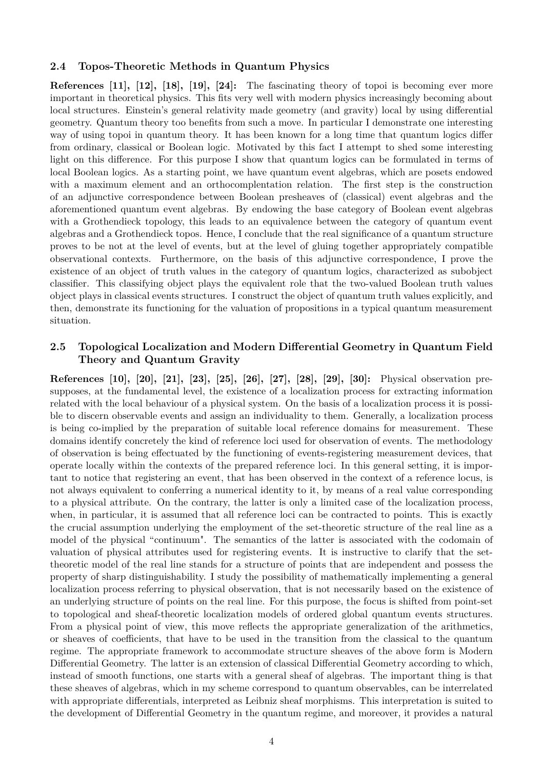### 2.4 Topos-Theoretic Methods in Quantum Physics

**References [11], [12], [18], [19], [24]:** The fascinating theory of topoi is becoming ever more important in theoretical physics. This fits very well with modern physics increasingly becoming about local structures. Einstein's general relativity made geometry (and gravity) local by using differential geometry. Quantum theory too benefits from such a move. In particular I demonstrate one interesting way of using topoi in quantum theory. It has been known for a long time that quantum logics differ from ordinary, classical or Boolean logic. Motivated by this fact I attempt to shed some interesting light on this difference. For this purpose I show that quantum logics can be formulated in terms of local Boolean logics. As a starting point, we have quantum event algebras, which are posets endowed with a maximum element and an orthocomplentation relation. The first step is the construction of an adjunctive correspondence between Boolean presheaves of (classical) event algebras and the aforementioned quantum event algebras. By endowing the base category of Boolean event algebras with a Grothendieck topology, this leads to an equivalence between the category of quantum event algebras and a Grothendieck topos. Hence, I conclude that the real significance of a quantum structure proves to be not at the level of events, but at the level of gluing together appropriately compatible observational contexts. Furthermore, on the basis of this adjunctive correspondence, I prove the existence of an object of truth values in the category of quantum logics, characterized as subobject classifier. This classifying object plays the equivalent role that the two-valued Boolean truth values object plays in classical events structures. I construct the object of quantum truth values explicitly, and then, demonstrate its functioning for the valuation of propositions in a typical quantum measurement situation.

### 2.5 Topological Localization and Modern Differential Geometry in Quantum Field Theory and Quantum Gravity

**References [10], [20], [21], [23], [25], [26], [27], [28], [29], [30]:** Physical observation presupposes, at the fundamental level, the existence of a localization process for extracting information related with the local behaviour of a physical system. On the basis of a localization process it is possible to discern observable events and assign an individuality to them. Generally, a localization process is being co-implied by the preparation of suitable local reference domains for measurement. These domains identify concretely the kind of reference loci used for observation of events. The methodology of observation is being effectuated by the functioning of events-registering measurement devices, that operate locally within the contexts of the prepared reference loci. In this general setting, it is important to notice that registering an event, that has been observed in the context of a reference locus, is not always equivalent to conferring a numerical identity to it, by means of a real value corresponding to a physical attribute. On the contrary, the latter is only a limited case of the localization process, when, in particular, it is assumed that all reference loci can be contracted to points. This is exactly the crucial assumption underlying the employment of the set-theoretic structure of the real line as a model of the physical "continuum". The semantics of the latter is associated with the codomain of valuation of physical attributes used for registering events. It is instructive to clarify that the set-theoretic model of the real line stands for a structure of points that are independent and possess the property of sharp distinguishability. I study the possibility of mathematically implementing a general localization process referring to physical observation, that is not necessarily based on the existence of an underlying structure of points on the real line. For this purpose, the focus is shifted from point-set to topological and sheaf-theoretic localization models of ordered global quantum events structures. From a physical point of view, this move reflects the appropriate generalization of the arithmetics, or sheaves of coefficients, that have to be used in the transition from the classical to the quantum regime. The appropriate framework to accommodate structure sheaves of the above form is Modern Differential Geometry. The latter is an extension of classical Differential Geometry according to which, instead of smooth functions, one starts with a general sheaf of algebras. The important thing is that these sheaves of algebras, which in my scheme correspond to quantum observables, can be interrelated with appropriate differentials, interpreted as Leibniz sheaf morphisms. This interpretation is suited to the development of Differential Geometry in the quantum regime, and moreover, it provides a natural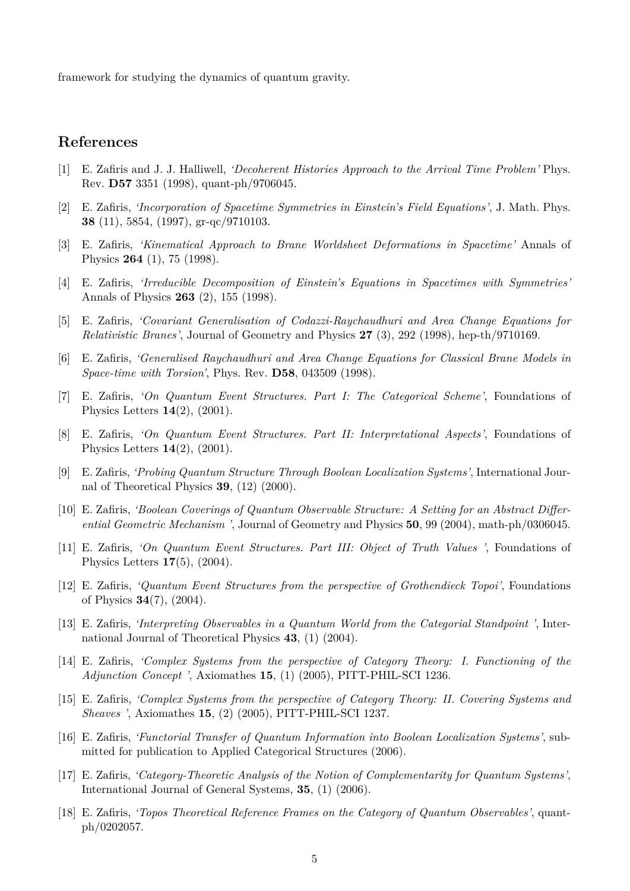framework for studying the dynamics of quantum gravity.

## References

[1] E. Zafiris and J. J. Halliwell, *'Decoherent Histories Approach to the Arrival Time Problem'* Phys. Rev. **D57** 3351 (1998), quant-ph/9706045.

[2] E. Zafiris, *'Incorporation of Spacetime Symmetries in Einstein's Field Equations'*, J. Math. Phys. **38** (11), 5854, (1997), gr-qc/9710103.

[3] E. Zafiris, *'Kinematical Approach to Brane Worldsheet Deformations in Spacetime'* Annals of Physics **264** (1), 75 (1998).

[4] E. Zafiris, *'Irreducible Decomposition of Einstein's Equations in Spacetimes with Symmetries'* Annals of Physics **263** (2), 155 (1998).

[5] E. Zafiris, *'Covariant Generalisation of Codazzi-Raychaudhuri and Area Change Equations for Relativistic Branes'*, Journal of Geometry and Physics **27** (3), 292 (1998), hep-th/9710169.

[6] E. Zafiris, *'Generalised Raychaudhuri and Area Change Equations for Classical Brane Models in Space-time with Torsion'*, Phys. Rev. **D58**, 043509 (1998).

[7] E. Zafiris, *'On Quantum Event Structures. Part I: The Categorical Scheme'*, Foundations of Physics Letters **14**(2), (2001).

[8] E. Zafiris, *'On Quantum Event Structures. Part II: Interpretational Aspects'*, Foundations of Physics Letters **14**(2), (2001).

[9] E. Zafiris, *'Probing Quantum Structure Through Boolean Localization Systems'*, International Journal of Theoretical Physics **39**, (12) (2000).

[10] E. Zafiris, *'Boolean Coverings of Quantum Observable Structure: A Setting for an Abstract Differential Geometric Mechanism '*, Journal of Geometry and Physics **50**, 99 (2004), math-ph/0306045.

[11] E. Zafiris, *'On Quantum Event Structures. Part III: Object of Truth Values '*, Foundations of Physics Letters **17**(5), (2004).

[12] E. Zafiris, *'Quantum Event Structures from the perspective of Grothendieck Topoi'*, Foundations of Physics **34**(7), (2004).

[13] E. Zafiris, *'Interpreting Observables in a Quantum World from the Categorial Standpoint '*, International Journal of Theoretical Physics **43**, (1) (2004).

[14] E. Zafiris, *'Complex Systems from the perspective of Category Theory: I. Functioning of the Adjunction Concept '*, Axiomathes **15**, (1) (2005), PITT-PHIL-SCI 1236.

[15] E. Zafiris, *'Complex Systems from the perspective of Category Theory: II. Covering Systems and Sheaves '*, Axiomathes **15**, (2) (2005), PITT-PHIL-SCI 1237.

[16] E. Zafiris, *'Functorial Transfer of Quantum Information into Boolean Localization Systems'*, submitted for publication to Applied Categorical Structures (2006).

[17] E. Zafiris, *'Category-Theoretic Analysis of the Notion of Complementarity for Quantum Systems'*, International Journal of General Systems, **35**, (1) (2006).

[18] E. Zafiris, *'Topos Theoretical Reference Frames on the Category of Quantum Observables'*, quant-ph/0202057.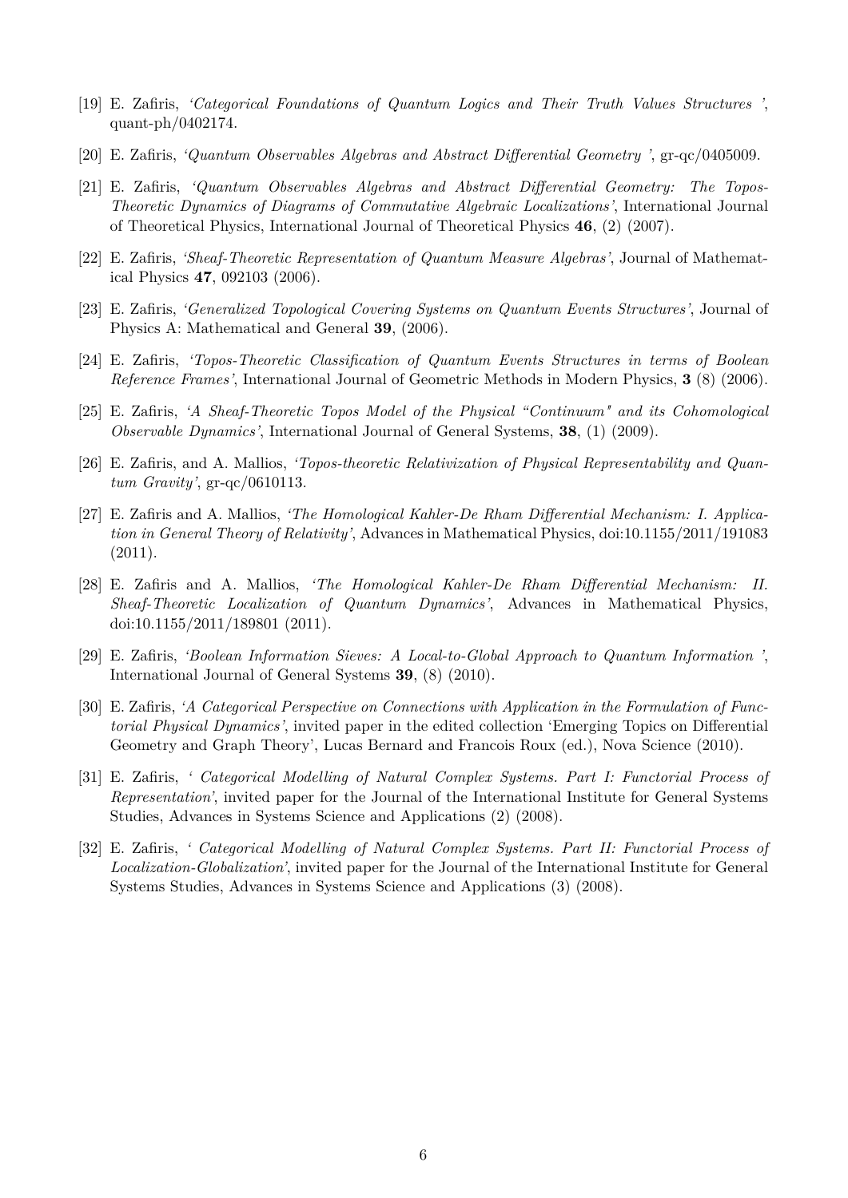[19] E. Zafiris, *'Categorical Foundations of Quantum Logics and Their Truth Values Structures '*, quant-ph/0402174.

[20] E. Zafiris, *'Quantum Observables Algebras and Abstract Differential Geometry '*, gr-qc/0405009.

[21] E. Zafiris, *'Quantum Observables Algebras and Abstract Differential Geometry: The Topos-Theoretic Dynamics of Diagrams of Commutative Algebraic Localizations'*, International Journal of Theoretical Physics, International Journal of Theoretical Physics **46**, (2) (2007).

[22] E. Zafiris, *'Sheaf-Theoretic Representation of Quantum Measure Algebras'*, Journal of Mathematical Physics **47**, 092103 (2006).

[23] E. Zafiris, *'Generalized Topological Covering Systems on Quantum Events Structures'*, Journal of Physics A: Mathematical and General **39**, (2006).

[24] E. Zafiris, *'Topos-Theoretic Classification of Quantum Events Structures in terms of Boolean Reference Frames'*, International Journal of Geometric Methods in Modern Physics, **3** (8) (2006).

[25] E. Zafiris, *'A Sheaf-Theoretic Topos Model of the Physical "Continuum" and its Cohomological Observable Dynamics'*, International Journal of General Systems, **38**, (1) (2009).

[26] E. Zafiris, and A. Mallios, *'Topos-theoretic Relativization of Physical Representability and Quantum Gravity'*, gr-qc/0610113.

[27] E. Zafiris and A. Mallios, *'The Homological Kahler-De Rham Differential Mechanism: I. Application in General Theory of Relativity'*, Advances in Mathematical Physics, doi:10.1155/2011/191083 (2011).

[28] E. Zafiris and A. Mallios, *'The Homological Kahler-De Rham Differential Mechanism: II. Sheaf-Theoretic Localization of Quantum Dynamics'*, Advances in Mathematical Physics, doi:10.1155/2011/189801 (2011).

[29] E. Zafiris, *'Boolean Information Sieves: A Local-to-Global Approach to Quantum Information '*, International Journal of General Systems **39**, (8) (2010).

[30] E. Zafiris, *'A Categorical Perspective on Connections with Application in the Formulation of Functorial Physical Dynamics'*, invited paper in the edited collection 'Emerging Topics on Differential Geometry and Graph Theory', Lucas Bernard and Francois Roux (ed.), Nova Science (2010).

[31] E. Zafiris, *' Categorical Modelling of Natural Complex Systems. Part I: Functorial Process of Representation'*, invited paper for the Journal of the International Institute for General Systems Studies, Advances in Systems Science and Applications (2) (2008).

[32] E. Zafiris, *' Categorical Modelling of Natural Complex Systems. Part II: Functorial Process of Localization-Globalization'*, invited paper for the Journal of the International Institute for General Systems Studies, Advances in Systems Science and Applications (3) (2008).